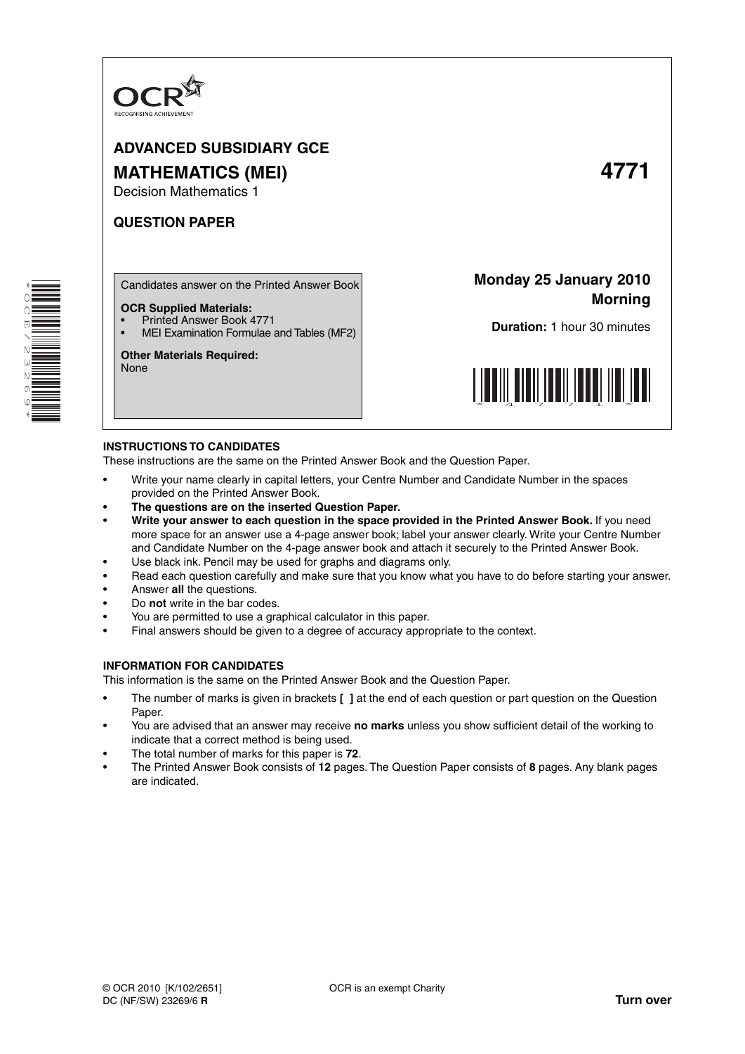OCR
RECOGNISING ACHIEVEMENT

# ADVANCED SUBSIDIARY GCE

## MATHEMATICS (MEI) 4771

Decision Mathematics 1

## QUESTION PAPER

Candidates answer on the Printed Answer Book

**OCR Supplied Materials:**

- Printed Answer Book 4771
- MEI Examination Formulae and Tables (MF2)

**Other Materials Required:**
None

**Monday 25 January 2010**
**Morning**

**Duration:** 1 hour 30 minutes

**INSTRUCTIONS TO CANDIDATES**

These instructions are the same on the Printed Answer Book and the Question Paper.

- Write your name clearly in capital letters, your Centre Number and Candidate Number in the spaces provided on the Printed Answer Book.
- **The questions are on the inserted Question Paper.**
- **Write your answer to each question in the space provided in the Printed Answer Book.** If you need more space for an answer use a 4-page answer book; label your answer clearly. Write your Centre Number and Candidate Number on the 4-page answer book and attach it securely to the Printed Answer Book.
- Use black ink. Pencil may be used for graphs and diagrams only.
- Read each question carefully and make sure that you know what you have to do before starting your answer.
- Answer **all** the questions.
- Do **not** write in the bar codes.
- You are permitted to use a graphical calculator in this paper.
- Final answers should be given to a degree of accuracy appropriate to the context.

**INFORMATION FOR CANDIDATES**

This information is the same on the Printed Answer Book and the Question Paper.

- The number of marks is given in brackets **[ ]** at the end of each question or part question on the Question Paper.
- You are advised that an answer may receive **no marks** unless you show sufficient detail of the working to indicate that a correct method is being used.
- The total number of marks for this paper is **72**.
- The Printed Answer Book consists of **12** pages. The Question Paper consists of **8** pages. Any blank pages are indicated.

© OCR 2010 [K/102/2651]
DC (NF/SW) 23269/6 **R**

OCR is an exempt Charity

**Turn over**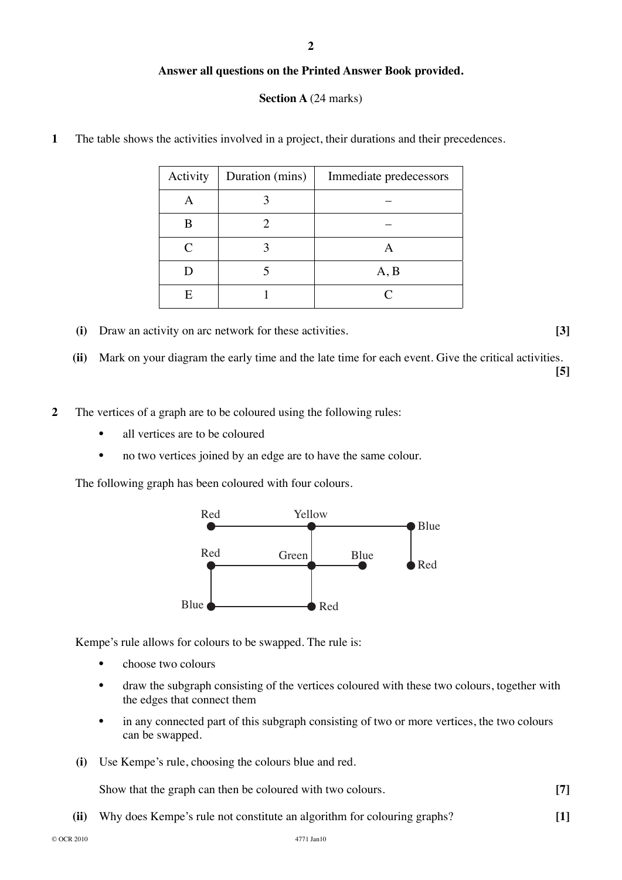**Answer all questions on the Printed Answer Book provided.**

**Section A** (24 marks)

**1** The table shows the activities involved in a project, their durations and their precedences.

| Activity | Duration (mins) | Immediate predecessors |
|---|---|---|
| A | 3 | – |
| B | 2 | – |
| C | 3 | A |
| D | 5 | A, B |
| E | 1 | C |

**(i)** Draw an activity on arc network for these activities. **[3]**

**(ii)** Mark on your diagram the early time and the late time for each event. Give the critical activities. **[5]**

**2** The vertices of a graph are to be coloured using the following rules:

- all vertices are to be coloured
- no two vertices joined by an edge are to have the same colour.

The following graph has been coloured with four colours.

Red, Yellow, Blue, Red, Green, Blue, Red, Blue, Red

Kempe's rule allows for colours to be swapped. The rule is:

- choose two colours
- draw the subgraph consisting of the vertices coloured with these two colours, together with the edges that connect them
- in any connected part of this subgraph consisting of two or more vertices, the two colours can be swapped.

**(i)** Use Kempe's rule, choosing the colours blue and red.

Show that the graph can then be coloured with two colours. **[7]**

**(ii)** Why does Kempe's rule not constitute an algorithm for colouring graphs? **[1]**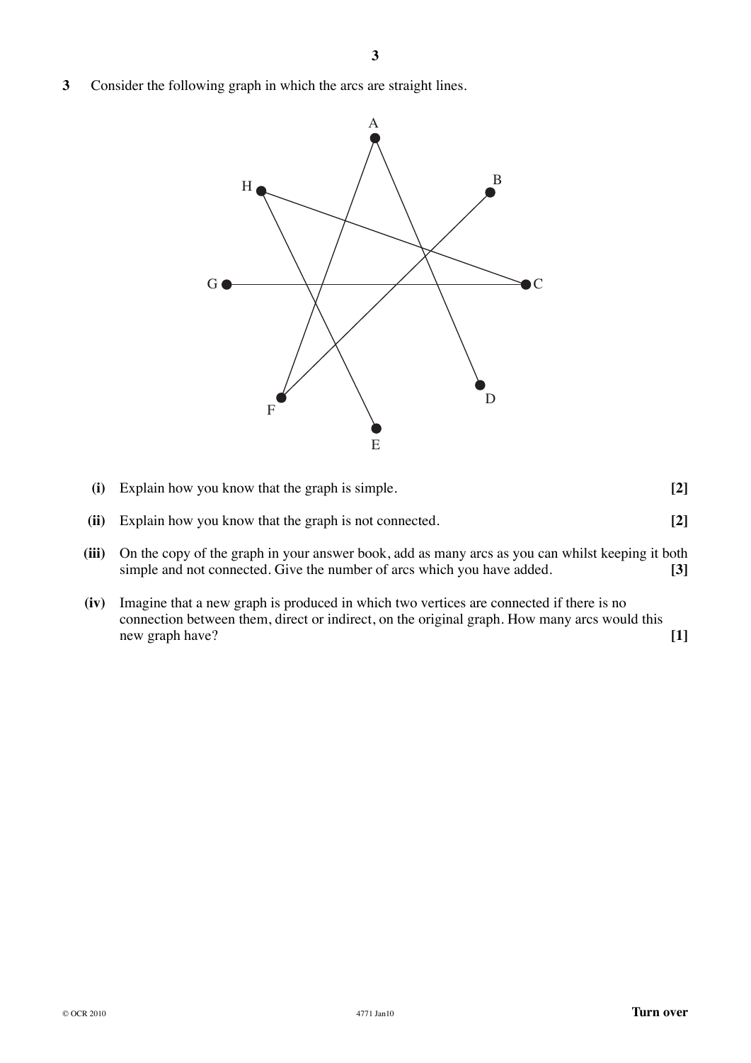**3** Consider the following graph in which the arcs are straight lines.

**(i)** Explain how you know that the graph is simple. **[2]**

**(ii)** Explain how you know that the graph is not connected. **[2]**

**(iii)** On the copy of the graph in your answer book, add as many arcs as you can whilst keeping it both simple and not connected. Give the number of arcs which you have added. **[3]**

**(iv)** Imagine that a new graph is produced in which two vertices are connected if there is no connection between them, direct or indirect, on the original graph. How many arcs would this new graph have? **[1]**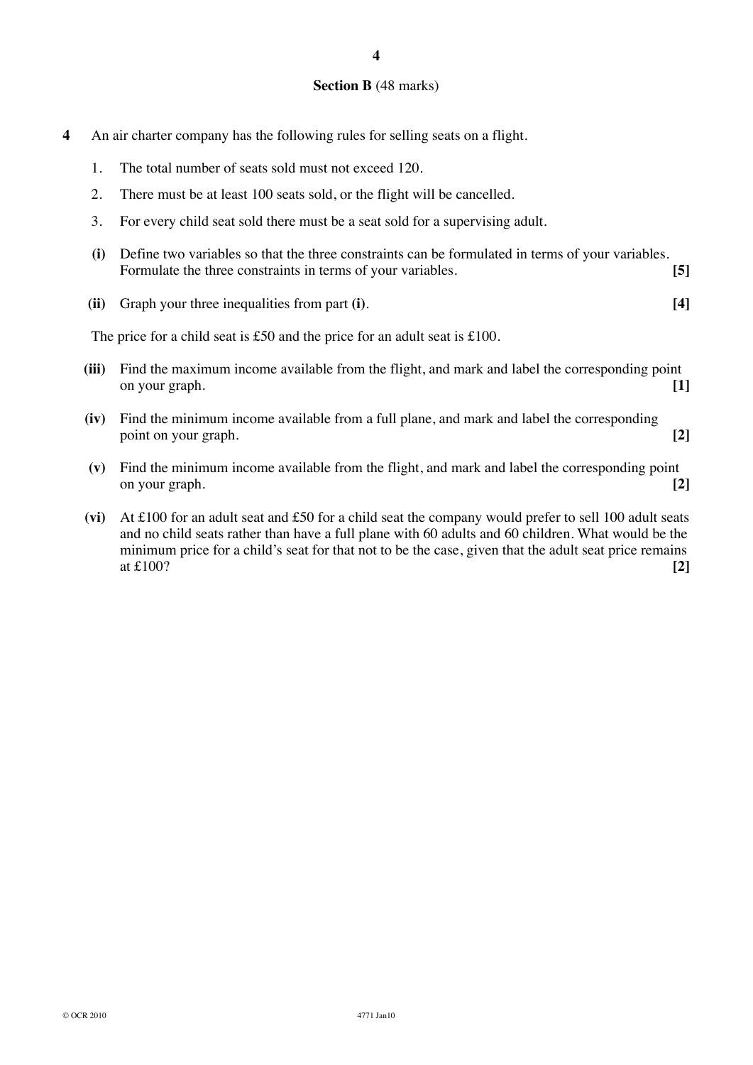## Section B (48 marks)

**4** An air charter company has the following rules for selling seats on a flight.

1. The total number of seats sold must not exceed 120.
2. There must be at least 100 seats sold, or the flight will be cancelled.
3. For every child seat sold there must be a seat sold for a supervising adult.

**(i)** Define two variables so that the three constraints can be formulated in terms of your variables. Formulate the three constraints in terms of your variables. **[5]**

**(ii)** Graph your three inequalities from part **(i)**. **[4]**

The price for a child seat is £50 and the price for an adult seat is £100.

**(iii)** Find the maximum income available from the flight, and mark and label the corresponding point on your graph. **[1]**

**(iv)** Find the minimum income available from a full plane, and mark and label the corresponding point on your graph. **[2]**

**(v)** Find the minimum income available from the flight, and mark and label the corresponding point on your graph. **[2]**

**(vi)** At £100 for an adult seat and £50 for a child seat the company would prefer to sell 100 adult seats and no child seats rather than have a full plane with 60 adults and 60 children. What would be the minimum price for a child's seat for that not to be the case, given that the adult seat price remains at £100? **[2]**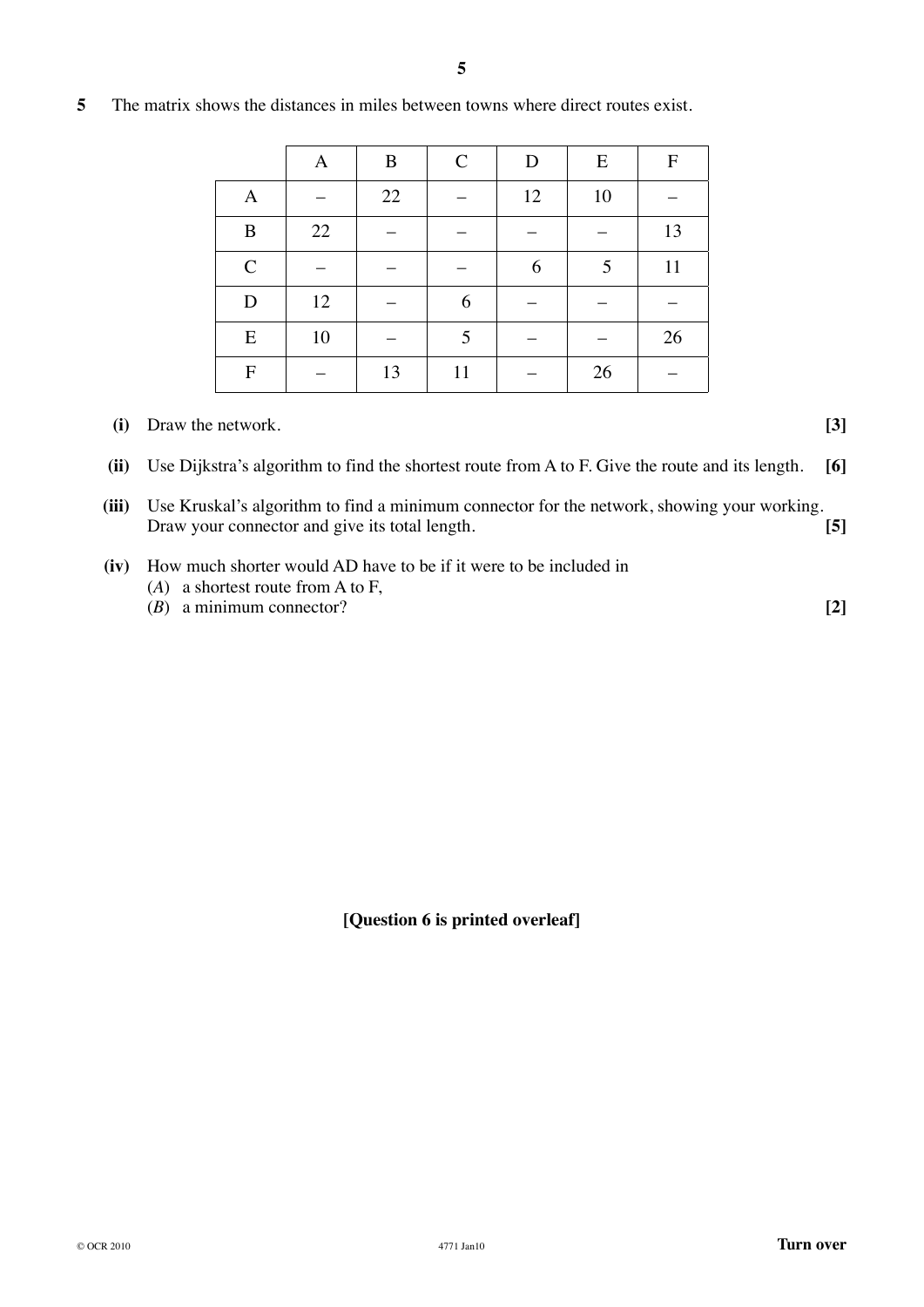**5** The matrix shows the distances in miles between towns where direct routes exist.

| | A | B | C | D | E | F |
|---|---|---|---|---|---|---|
| A | – | 22 | – | 12 | 10 | – |
| B | 22 | – | – | – | – | 13 |
| C | – | – | – | 6 | 5 | 11 |
| D | 12 | – | 6 | – | – | – |
| E | 10 | – | 5 | – | – | 26 |
| F | – | 13 | 11 | – | 26 | – |

**(i)** Draw the network. **[3]**

**(ii)** Use Dijkstra's algorithm to find the shortest route from A to F. Give the route and its length. **[6]**

**(iii)** Use Kruskal's algorithm to find a minimum connector for the network, showing your working. Draw your connector and give its total length. **[5]**

**(iv)** How much shorter would AD have to be if it were to be included in

(*A*) a shortest route from A to F,

(*B*) a minimum connector? **[2]**

**[Question 6 is printed overleaf]**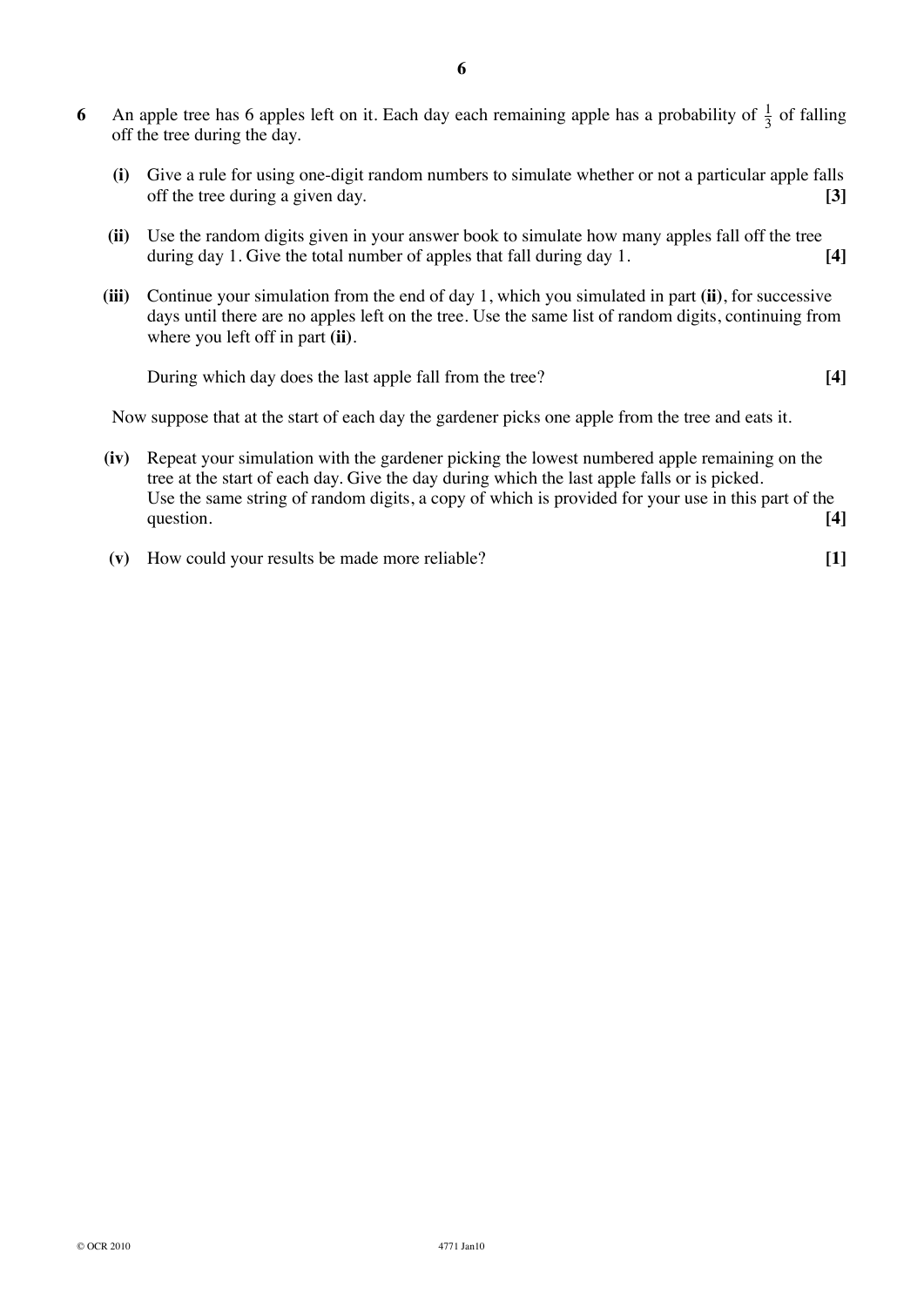**6** An apple tree has 6 apples left on it. Each day each remaining apple has a probability of $\frac{1}{3}$ of falling off the tree during the day.

**(i)** Give a rule for using one-digit random numbers to simulate whether or not a particular apple falls off the tree during a given day. **[3]**

**(ii)** Use the random digits given in your answer book to simulate how many apples fall off the tree during day 1. Give the total number of apples that fall during day 1. **[4]**

**(iii)** Continue your simulation from the end of day 1, which you simulated in part **(ii)**, for successive days until there are no apples left on the tree. Use the same list of random digits, continuing from where you left off in part **(ii)**.

During which day does the last apple fall from the tree? **[4]**

Now suppose that at the start of each day the gardener picks one apple from the tree and eats it.

**(iv)** Repeat your simulation with the gardener picking the lowest numbered apple remaining on the tree at the start of each day. Give the day during which the last apple falls or is picked. Use the same string of random digits, a copy of which is provided for your use in this part of the question. **[4]**

**(v)** How could your results be made more reliable? **[1]**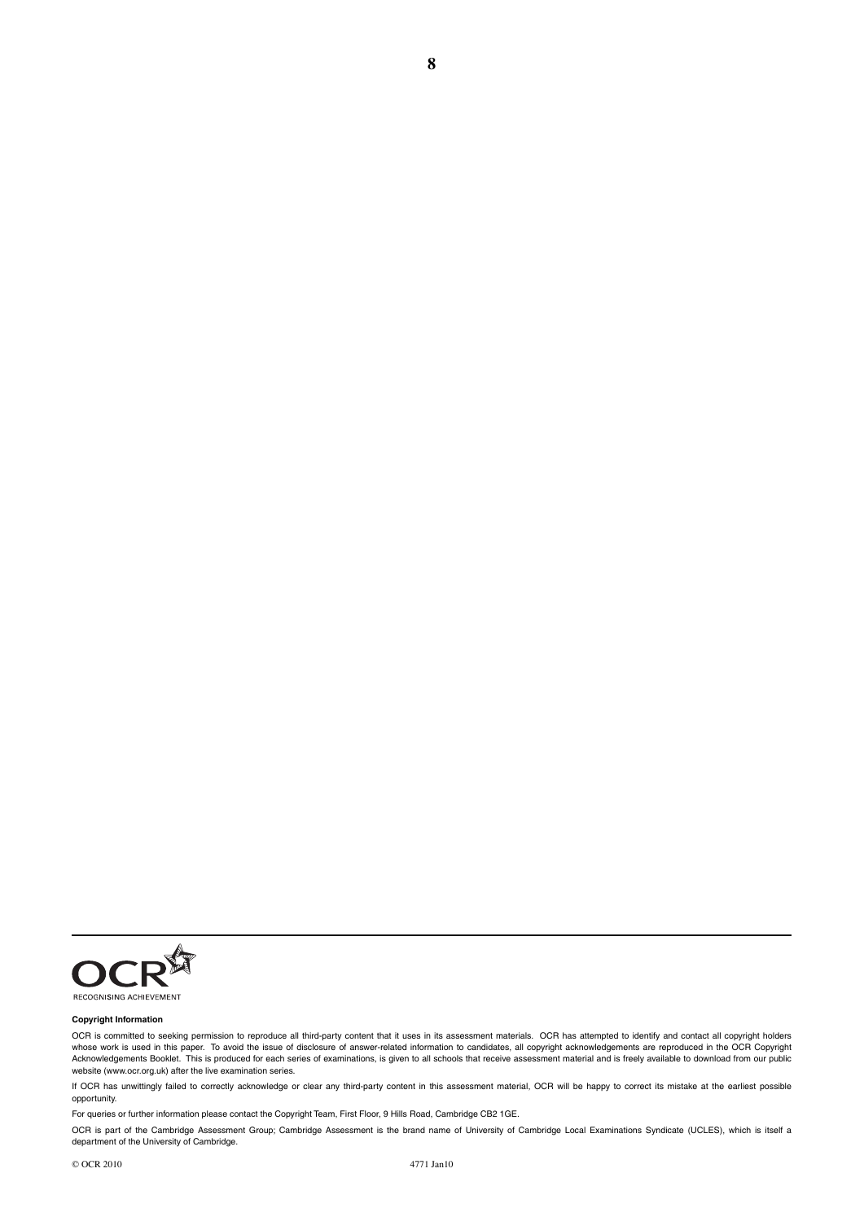OCR

RECOGNISING ACHIEVEMENT

**Copyright Information**

OCR is committed to seeking permission to reproduce all third-party content that it uses in its assessment materials. OCR has attempted to identify and contact all copyright holders whose work is used in this paper. To avoid the issue of disclosure of answer-related information to candidates, all copyright acknowledgements are reproduced in the OCR Copyright Acknowledgements Booklet. This is produced for each series of examinations, is given to all schools that receive assessment material and is freely available to download from our public website (www.ocr.org.uk) after the live examination series.

If OCR has unwittingly failed to correctly acknowledge or clear any third-party content in this assessment material, OCR will be happy to correct its mistake at the earliest possible opportunity.

For queries or further information please contact the Copyright Team, First Floor, 9 Hills Road, Cambridge CB2 1GE.

OCR is part of the Cambridge Assessment Group; Cambridge Assessment is the brand name of University of Cambridge Local Examinations Syndicate (UCLES), which is itself a department of the University of Cambridge.

© OCR 2010 4771 Jan10